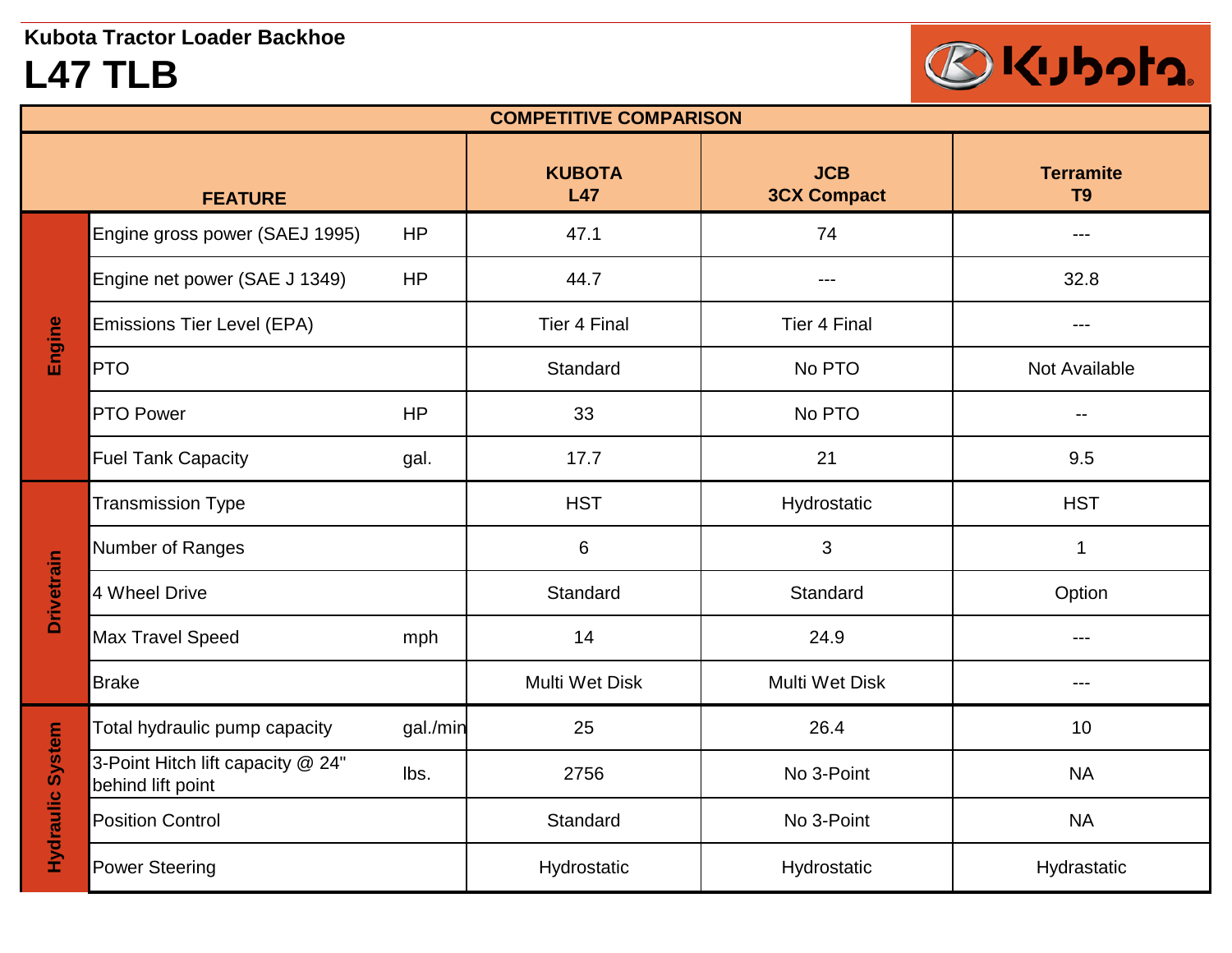**Kubota Tractor Loader Backhoe**

# L47 TLB

| COMPETITIVE COMPARISON | | | | | |
|---|---|---|---|---|---|
| | **FEATURE** | | **KUBOTA L47** | **JCB 3CX Compact** | **Terramite T9** |
| **Engine** | Engine gross power (SAEJ 1995) | HP | 47.1 | 74 | --- |
| | Engine net power (SAE J 1349) | HP | 44.7 | --- | 32.8 |
| | Emissions Tier Level (EPA) | | Tier 4 Final | Tier 4 Final | --- |
| | PTO | | Standard | No PTO | Not Available |
| | PTO Power | HP | 33 | No PTO | -- |
| | Fuel Tank Capacity | gal. | 17.7 | 21 | 9.5 |
| **Drivetrain** | Transmission Type | | HST | Hydrostatic | HST |
| | Number of Ranges | | 6 | 3 | 1 |
| | 4 Wheel Drive | | Standard | Standard | Option |
| | Max Travel Speed | mph | 14 | 24.9 | --- |
| | Brake | | Multi Wet Disk | Multi Wet Disk | --- |
| **Hydraulic System** | Total hydraulic pump capacity | gal./min | 25 | 26.4 | 10 |
| | 3-Point Hitch lift capacity @ 24" behind lift point | lbs. | 2756 | No 3-Point | NA |
| | Position Control | | Standard | No 3-Point | NA |
| | Power Steering | | Hydrostatic | Hydrostatic | Hydrastatic |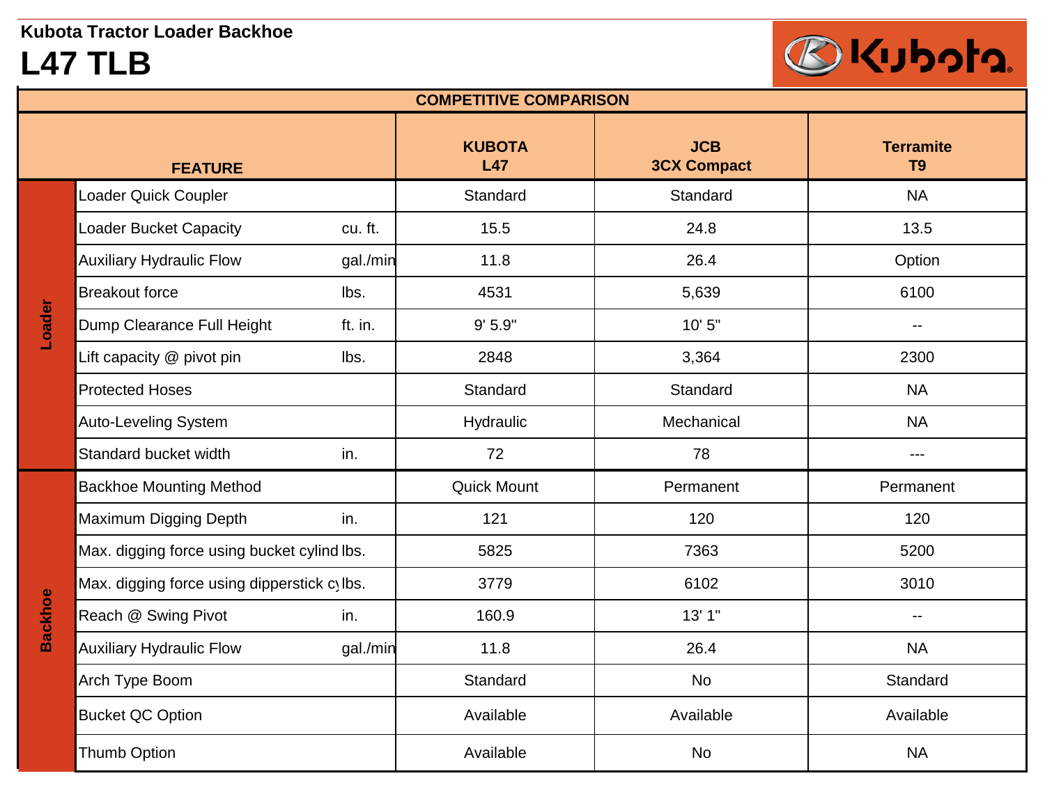**Kubota Tractor Loader Backhoe**

# L47 TLB

| | FEATURE | | KUBOTA L47 | JCB 3CX Compact | Terramite T9 |
|---|---|---|---|---|---|
| | | | **COMPETITIVE COMPARISON** | | |
| Loader | Loader Quick Coupler | | Standard | Standard | NA |
| Loader | Loader Bucket Capacity | cu. ft. | 15.5 | 24.8 | 13.5 |
| Loader | Auxiliary Hydraulic Flow | gal./min | 11.8 | 26.4 | Option |
| Loader | Breakout force | lbs. | 4531 | 5,639 | 6100 |
| Loader | Dump Clearance Full Height | ft. in. | 9' 5.9" | 10' 5" | -- |
| Loader | Lift capacity @ pivot pin | lbs. | 2848 | 3,364 | 2300 |
| Loader | Protected Hoses | | Standard | Standard | NA |
| Loader | Auto-Leveling System | | Hydraulic | Mechanical | NA |
| Loader | Standard bucket width | in. | 72 | 78 | --- |
| Backhoe | Backhoe Mounting Method | | Quick Mount | Permanent | Permanent |
| Backhoe | Maximum Digging Depth | in. | 121 | 120 | 120 |
| Backhoe | Max. digging force using bucket cylind | lbs. | 5825 | 7363 | 5200 |
| Backhoe | Max. digging force using dipperstick cy | lbs. | 3779 | 6102 | 3010 |
| Backhoe | Reach @ Swing Pivot | in. | 160.9 | 13' 1" | -- |
| Backhoe | Auxiliary Hydraulic Flow | gal./min | 11.8 | 26.4 | NA |
| Backhoe | Arch Type Boom | | Standard | No | Standard |
| Backhoe | Bucket QC Option | | Available | Available | Available |
| Backhoe | Thumb Option | | Available | No | NA |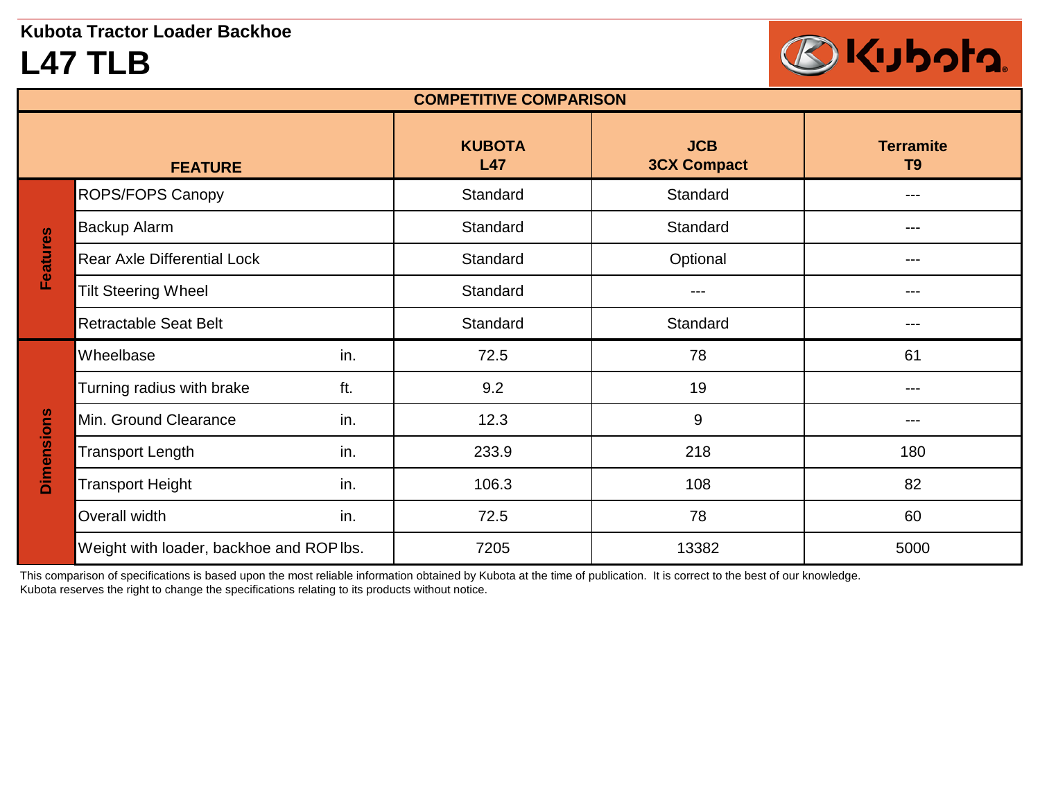## Kubota Tractor Loader Backhoe

# L47 TLB

| COMPETITIVE COMPARISON | | | | | |
|---|---|---|---|---|---|
| | FEATURE | | KUBOTA L47 | JCB 3CX Compact | Terramite T9 |
| Features | ROPS/FOPS Canopy | | Standard | Standard | --- |
| | Backup Alarm | | Standard | Standard | --- |
| | Rear Axle Differential Lock | | Standard | Optional | --- |
| | Tilt Steering Wheel | | Standard | --- | --- |
| | Retractable Seat Belt | | Standard | Standard | --- |
| Dimensions | Wheelbase | in. | 72.5 | 78 | 61 |
| | Turning radius with brake | ft. | 9.2 | 19 | --- |
| | Min. Ground Clearance | in. | 12.3 | 9 | --- |
| | Transport Length | in. | 233.9 | 218 | 180 |
| | Transport Height | in. | 106.3 | 108 | 82 |
| | Overall width | in. | 72.5 | 78 | 60 |
| | Weight with loader, backhoe and ROP | lbs. | 7205 | 13382 | 5000 |

This comparison of specifications is based upon the most reliable information obtained by Kubota at the time of publication. It is correct to the best of our knowledge.
Kubota reserves the right to change the specifications relating to its products without notice.